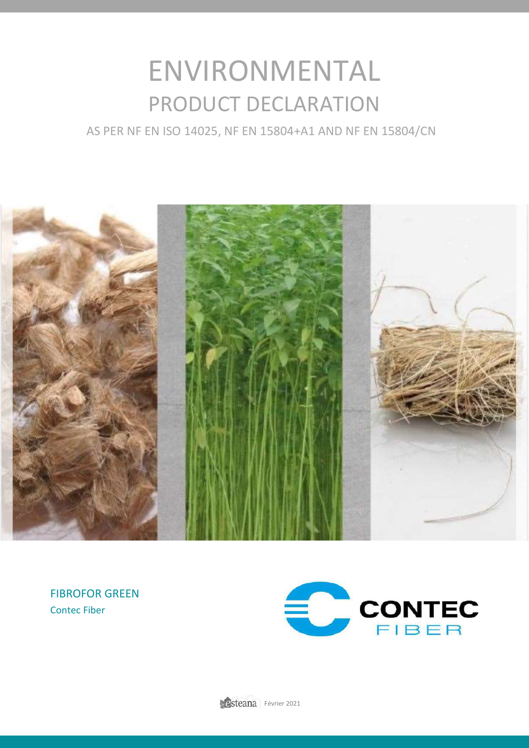# ENVIRONMENTAL
## PRODUCT DECLARATION

AS PER NF EN ISO 14025, NF EN 15804+A1 AND NF EN 15804/CN

FIBROFOR GREEN

Contec Fiber

CONTEC FIBER

esteana | Février 2021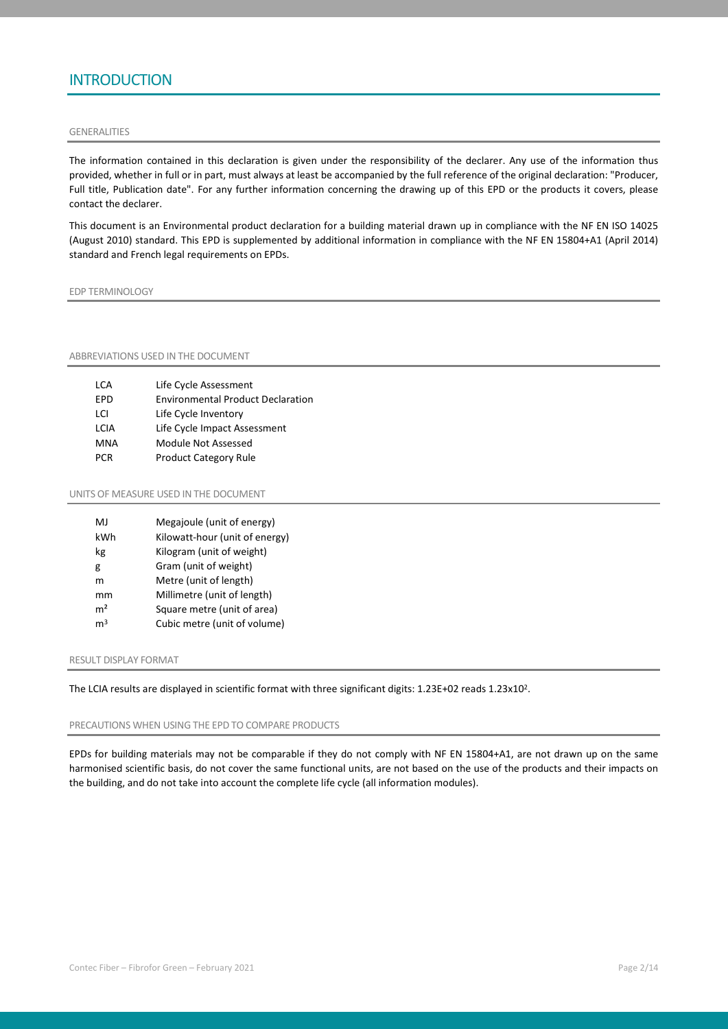# INTRODUCTION

## GENERALITIES

The information contained in this declaration is given under the responsibility of the declarer. Any use of the information thus provided, whether in full or in part, must always at least be accompanied by the full reference of the original declaration: "Producer, Full title, Publication date". For any further information concerning the drawing up of this EPD or the products it covers, please contact the declarer.

This document is an Environmental product declaration for a building material drawn up in compliance with the NF EN ISO 14025 (August 2010) standard. This EPD is supplemented by additional information in compliance with the NF EN 15804+A1 (April 2014) standard and French legal requirements on EPDs.

## EDP TERMINOLOGY

## ABBREVIATIONS USED IN THE DOCUMENT

| | |
|---|---|
| LCA | Life Cycle Assessment |
| EPD | Environmental Product Declaration |
| LCI | Life Cycle Inventory |
| LCIA | Life Cycle Impact Assessment |
| MNA | Module Not Assessed |
| PCR | Product Category Rule |

## UNITS OF MEASURE USED IN THE DOCUMENT

| | |
|---|---|
| MJ | Megajoule (unit of energy) |
| kWh | Kilowatt-hour (unit of energy) |
| kg | Kilogram (unit of weight) |
| g | Gram (unit of weight) |
| m | Metre (unit of length) |
| mm | Millimetre (unit of length) |
| $m^2$ | Square metre (unit of area) |
| $m^3$ | Cubic metre (unit of volume) |

## RESULT DISPLAY FORMAT

The LCIA results are displayed in scientific format with three significant digits: 1.23E+02 reads $1.23 \times 10^2$.

## PRECAUTIONS WHEN USING THE EPD TO COMPARE PRODUCTS

EPDs for building materials may not be comparable if they do not comply with NF EN 15804+A1, are not drawn up on the same harmonised scientific basis, do not cover the same functional units, are not based on the use of the products and their impacts on the building, and do not take into account the complete life cycle (all information modules).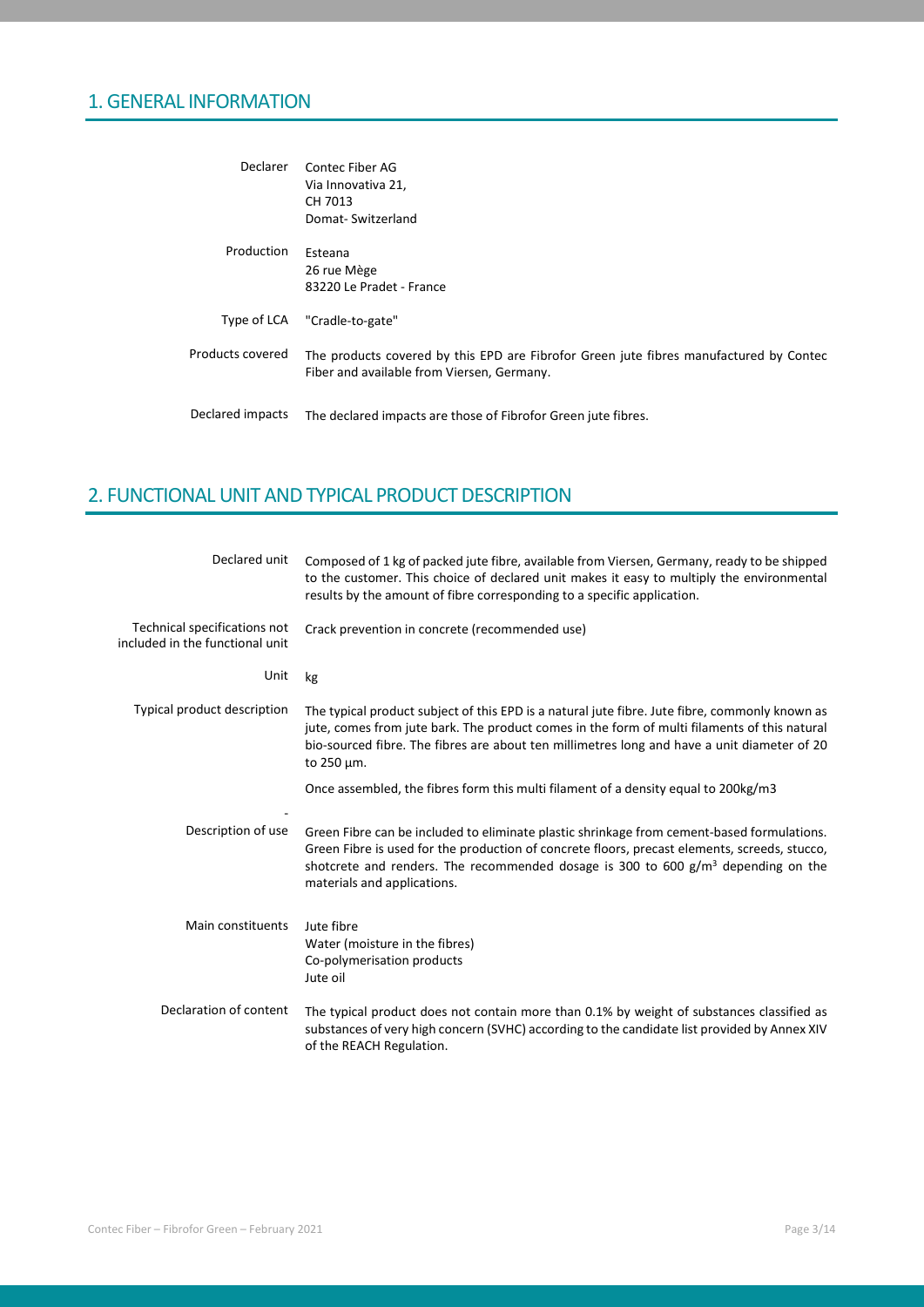## 1. GENERAL INFORMATION

| | |
|---|---|
| Declarer | Contec Fiber AG<br>Via Innovativa 21,<br>CH 7013<br>Domat- Switzerland |
| Production | Esteana<br>26 rue Mège<br>83220 Le Pradet - France |
| Type of LCA | "Cradle-to-gate" |
| Products covered | The products covered by this EPD are Fibrofor Green jute fibres manufactured by Contec Fiber and available from Viersen, Germany. |
| Declared impacts | The declared impacts are those of Fibrofor Green jute fibres. |

## 2. FUNCTIONAL UNIT AND TYPICAL PRODUCT DESCRIPTION

| | |
|---|---|
| Declared unit | Composed of 1 kg of packed jute fibre, available from Viersen, Germany, ready to be shipped to the customer. This choice of declared unit makes it easy to multiply the environmental results by the amount of fibre corresponding to a specific application. |
| Technical specifications not included in the functional unit | Crack prevention in concrete (recommended use) |
| Unit | kg |
| Typical product description | The typical product subject of this EPD is a natural jute fibre. Jute fibre, commonly known as jute, comes from jute bark. The product comes in the form of multi filaments of this natural bio-sourced fibre. The fibres are about ten millimetres long and have a unit diameter of 20 to 250 µm.<br><br>Once assembled, the fibres form this multi filament of a density equal to 200kg/m3 |
| - | |
| Description of use | Green Fibre can be included to eliminate plastic shrinkage from cement-based formulations. Green Fibre is used for the production of concrete floors, precast elements, screeds, stucco, shotcrete and renders. The recommended dosage is 300 to 600 g/m$^3$ depending on the materials and applications. |
| Main constituents | Jute fibre<br>Water (moisture in the fibres)<br>Co-polymerisation products<br>Jute oil |
| Declaration of content | The typical product does not contain more than 0.1% by weight of substances classified as substances of very high concern (SVHC) according to the candidate list provided by Annex XIV of the REACH Regulation. |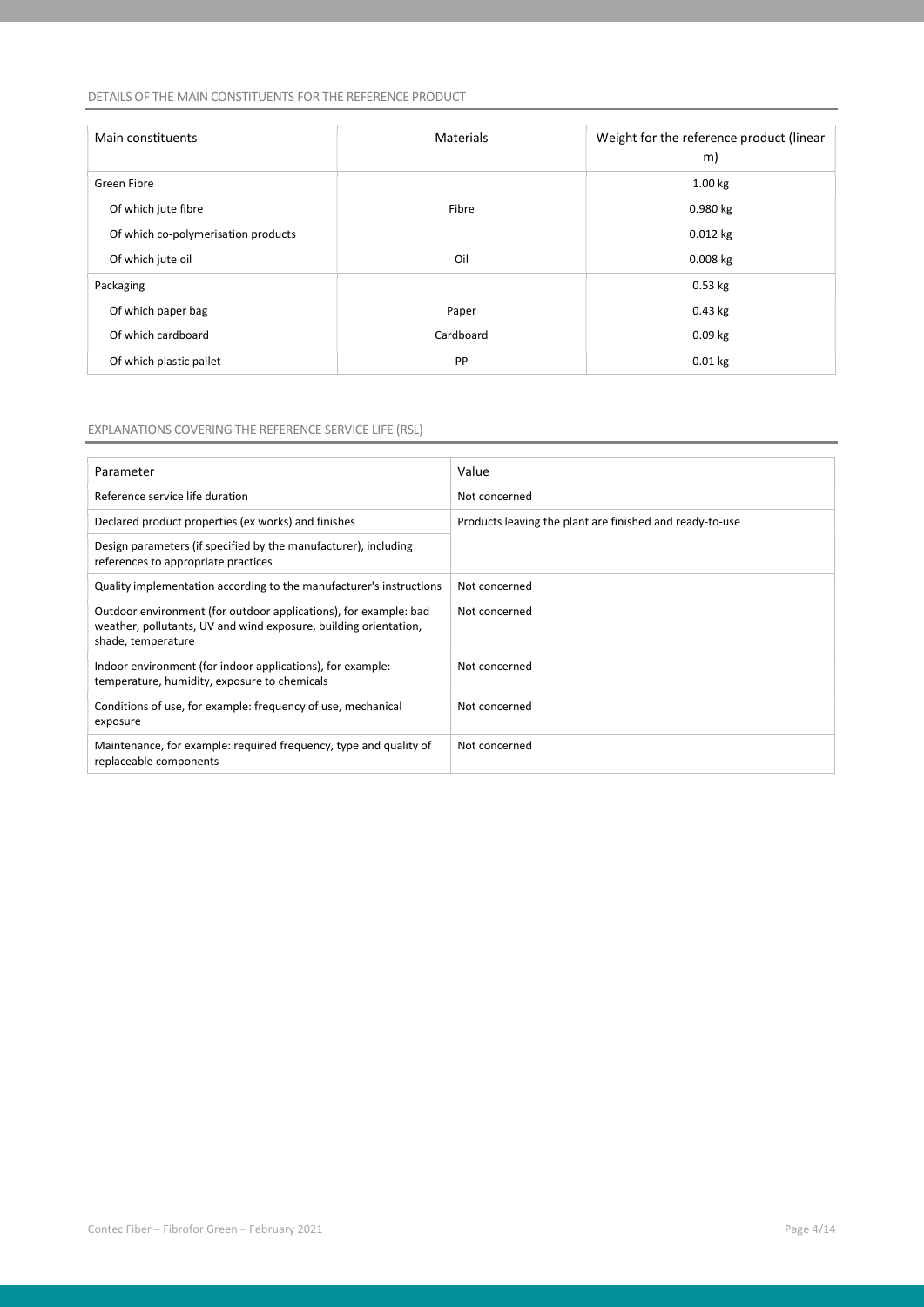## DETAILS OF THE MAIN CONSTITUENTS FOR THE REFERENCE PRODUCT

| Main constituents | Materials | Weight for the reference product (linear m) |
|---|---|---|
| Green Fibre | | 1.00 kg |
| Of which jute fibre | Fibre | 0.980 kg |
| Of which co-polymerisation products | | 0.012 kg |
| Of which jute oil | Oil | 0.008 kg |
| Packaging | | 0.53 kg |
| Of which paper bag | Paper | 0.43 kg |
| Of which cardboard | Cardboard | 0.09 kg |
| Of which plastic pallet | PP | 0.01 kg |

## EXPLANATIONS COVERING THE REFERENCE SERVICE LIFE (RSL)

| Parameter | Value |
|---|---|
| Reference service life duration | Not concerned |
| Declared product properties (ex works) and finishes | Products leaving the plant are finished and ready-to-use |
| Design parameters (if specified by the manufacturer), including references to appropriate practices | |
| Quality implementation according to the manufacturer's instructions | Not concerned |
| Outdoor environment (for outdoor applications), for example: bad weather, pollutants, UV and wind exposure, building orientation, shade, temperature | Not concerned |
| Indoor environment (for indoor applications), for example: temperature, humidity, exposure to chemicals | Not concerned |
| Conditions of use, for example: frequency of use, mechanical exposure | Not concerned |
| Maintenance, for example: required frequency, type and quality of replaceable components | Not concerned |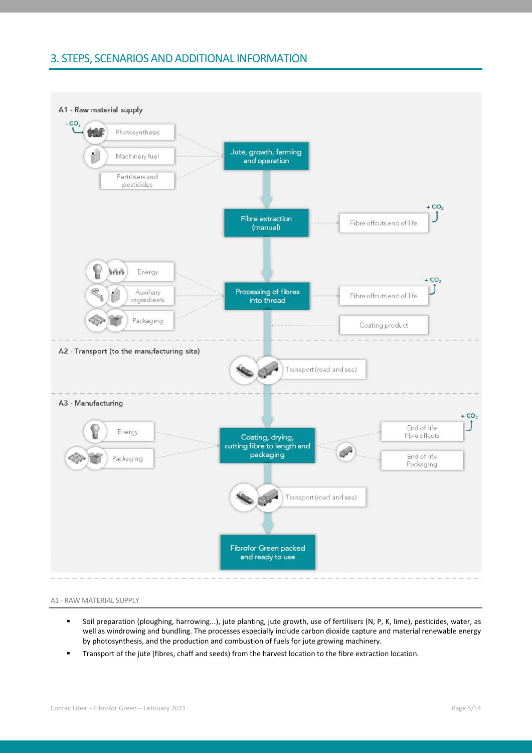## 3. STEPS, SCENARIOS AND ADDITIONAL INFORMATION

A1 - Raw material supply

- $-CO_2$ Photosynthesis
- Machinery fuel
- Fertilisers and pesticides

→ Jute, growth, farming and operation

→ Fibre extraction (manual) → Fibre offcuts end of life $+CO_2$

→ Processing of fibres into thread (inputs: Energy, Auxiliary ingredients, Packaging) → Fibre offcuts end of life $+CO_2$; Coating product

A2 - Transport (to the manufacturing site)

- Transport (road and sea)

A3 - Manufacturing

- Energy
- Packaging

→ Coating, drying, cutting fibre to length and packaging → End of life fibre offcuts $+CO_2$; End of life Packaging

→ Transport (road and sea)

→ Fibrofor Green packed and ready to use

### A1 - RAW MATERIAL SUPPLY

- Soil preparation (ploughing, harrowing...), jute planting, jute growth, use of fertilisers (N, P, K, lime), pesticides, water, as well as windrowing and bundling. The processes especially include carbon dioxide capture and material renewable energy by photosynthesis, and the production and combustion of fuels for jute growing machinery.
- Transport of the jute (fibres, chaff and seeds) from the harvest location to the fibre extraction location.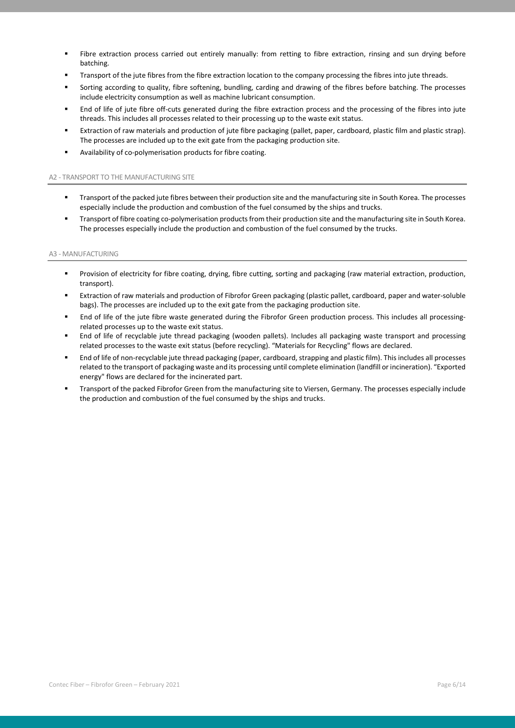- Fibre extraction process carried out entirely manually: from retting to fibre extraction, rinsing and sun drying before batching.
- Transport of the jute fibres from the fibre extraction location to the company processing the fibres into jute threads.
- Sorting according to quality, fibre softening, bundling, carding and drawing of the fibres before batching. The processes include electricity consumption as well as machine lubricant consumption.
- End of life of jute fibre off-cuts generated during the fibre extraction process and the processing of the fibres into jute threads. This includes all processes related to their processing up to the waste exit status.
- Extraction of raw materials and production of jute fibre packaging (pallet, paper, cardboard, plastic film and plastic strap). The processes are included up to the exit gate from the packaging production site.
- Availability of co-polymerisation products for fibre coating.

### A2 - TRANSPORT TO THE MANUFACTURING SITE

- Transport of the packed jute fibres between their production site and the manufacturing site in South Korea. The processes especially include the production and combustion of the fuel consumed by the ships and trucks.
- Transport of fibre coating co-polymerisation products from their production site and the manufacturing site in South Korea. The processes especially include the production and combustion of the fuel consumed by the trucks.

### A3 - MANUFACTURING

- Provision of electricity for fibre coating, drying, fibre cutting, sorting and packaging (raw material extraction, production, transport).
- Extraction of raw materials and production of Fibrofor Green packaging (plastic pallet, cardboard, paper and water-soluble bags). The processes are included up to the exit gate from the packaging production site.
- End of life of the jute fibre waste generated during the Fibrofor Green production process. This includes all processing-related processes up to the waste exit status.
- End of life of recyclable jute thread packaging (wooden pallets). Includes all packaging waste transport and processing related processes to the waste exit status (before recycling). "Materials for Recycling" flows are declared.
- End of life of non-recyclable jute thread packaging (paper, cardboard, strapping and plastic film). This includes all processes related to the transport of packaging waste and its processing until complete elimination (landfill or incineration). "Exported energy" flows are declared for the incinerated part.
- Transport of the packed Fibrofor Green from the manufacturing site to Viersen, Germany. The processes especially include the production and combustion of the fuel consumed by the ships and trucks.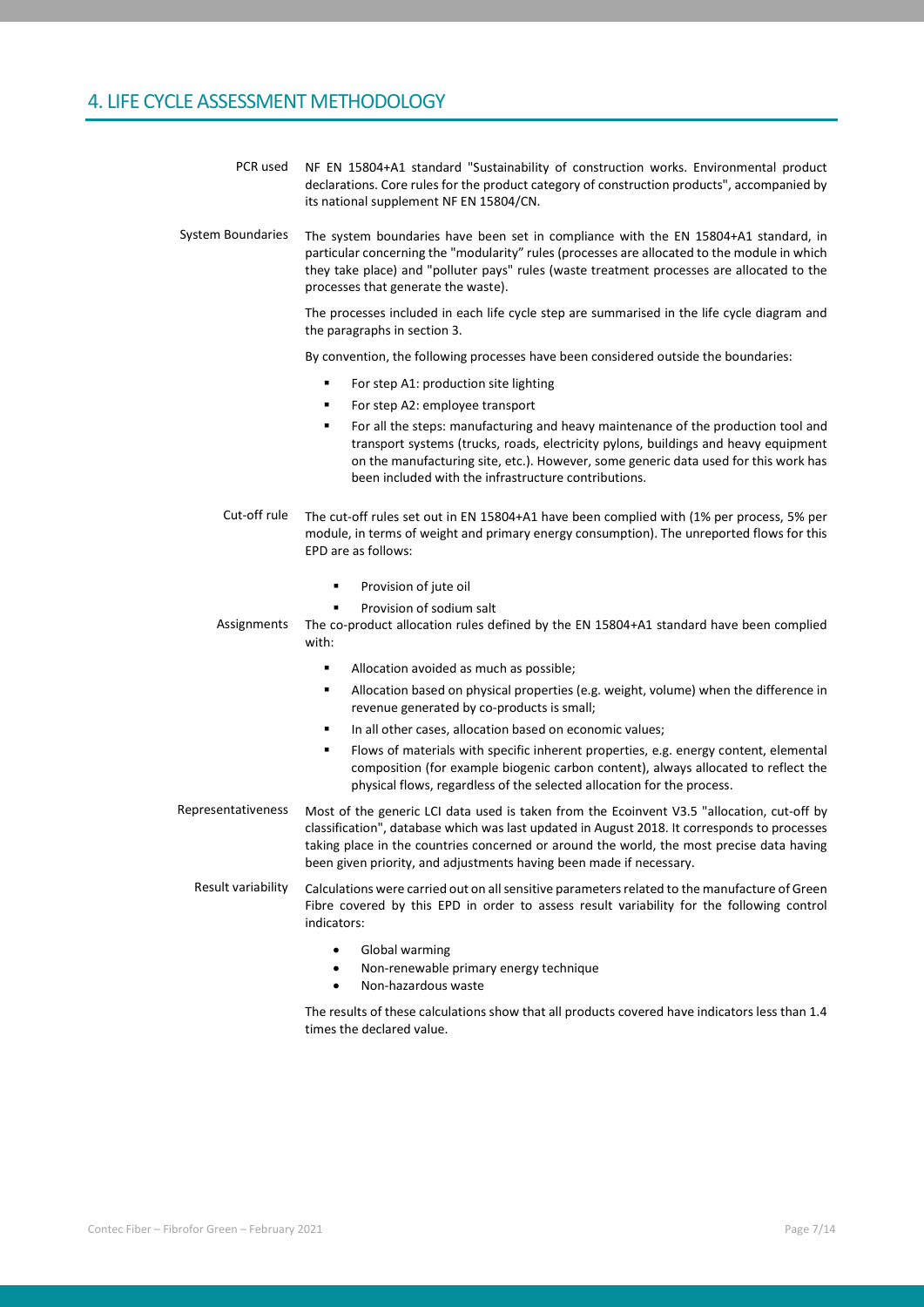## 4. LIFE CYCLE ASSESSMENT METHODOLOGY

**PCR used**

NF EN 15804+A1 standard "Sustainability of construction works. Environmental product declarations. Core rules for the product category of construction products", accompanied by its national supplement NF EN 15804/CN.

**System Boundaries**

The system boundaries have been set in compliance with the EN 15804+A1 standard, in particular concerning the "modularity" rules (processes are allocated to the module in which they take place) and "polluter pays" rules (waste treatment processes are allocated to the processes that generate the waste).

The processes included in each life cycle step are summarised in the life cycle diagram and the paragraphs in section 3.

By convention, the following processes have been considered outside the boundaries:

- For step A1: production site lighting
- For step A2: employee transport
- For all the steps: manufacturing and heavy maintenance of the production tool and transport systems (trucks, roads, electricity pylons, buildings and heavy equipment on the manufacturing site, etc.). However, some generic data used for this work has been included with the infrastructure contributions.

**Cut-off rule**

The cut-off rules set out in EN 15804+A1 have been complied with (1% per process, 5% per module, in terms of weight and primary energy consumption). The unreported flows for this EPD are as follows:

- Provision of jute oil
- Provision of sodium salt

**Assignments**

The co-product allocation rules defined by the EN 15804+A1 standard have been complied with:

- Allocation avoided as much as possible;
- Allocation based on physical properties (e.g. weight, volume) when the difference in revenue generated by co-products is small;
- In all other cases, allocation based on economic values;
- Flows of materials with specific inherent properties, e.g. energy content, elemental composition (for example biogenic carbon content), always allocated to reflect the physical flows, regardless of the selected allocation for the process.

**Representativeness**

Most of the generic LCI data used is taken from the Ecoinvent V3.5 "allocation, cut-off by classification", database which was last updated in August 2018. It corresponds to processes taking place in the countries concerned or around the world, the most precise data having been given priority, and adjustments having been made if necessary.

**Result variability**

Calculations were carried out on all sensitive parameters related to the manufacture of Green Fibre covered by this EPD in order to assess result variability for the following control indicators:

- Global warming
- Non-renewable primary energy technique
- Non-hazardous waste

The results of these calculations show that all products covered have indicators less than 1.4 times the declared value.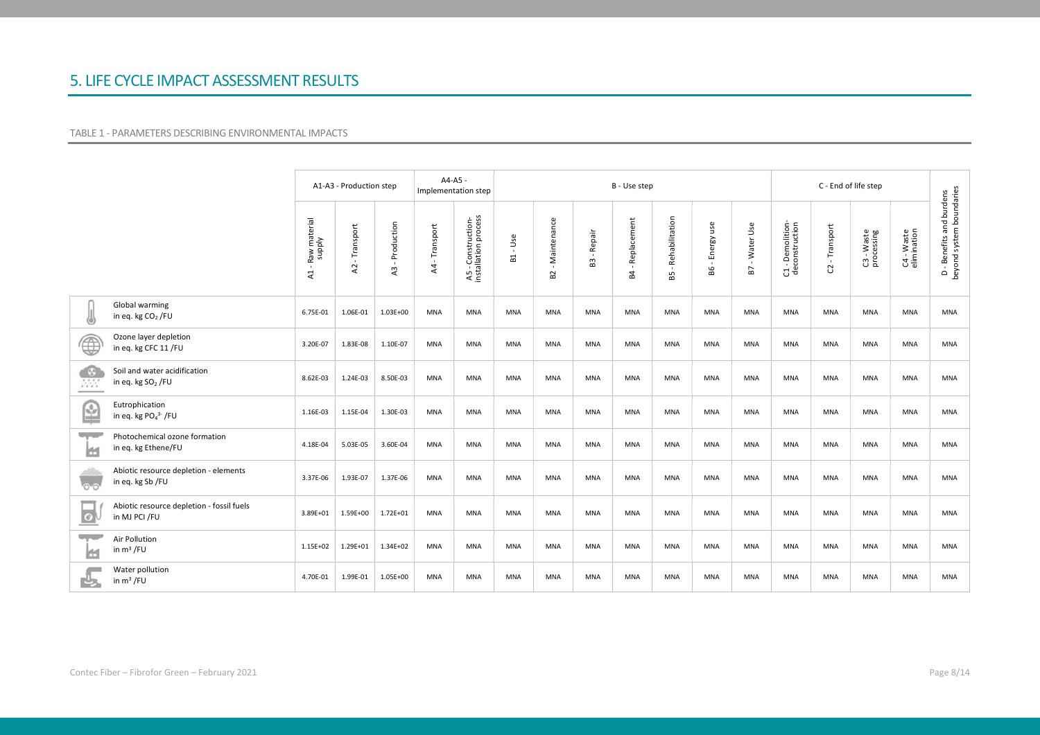## 5. LIFE CYCLE IMPACT ASSESSMENT RESULTS

TABLE 1 - PARAMETERS DESCRIBING ENVIRONMENTAL IMPACTS

| | A1-A3 - Production step | | | A4-A5 - Implementation step | | B - Use step | | | | | | | C - End of life step | | | | D - Benefits and burdens beyond system boundaries |
|---|---|---|---|---|---|---|---|---|---|---|---|---|---|---|---|---|---|
| | A1 - Raw material supply | A2 - Transport | A3 - Production | A4 - Transport | A5 - Construction-installation process | B1 - Use | B2 - Maintenance | B3 - Repair | B4 - Replacement | B5 - Rehabilitation | B6 - Energy use | B7 - Water Use | C1 - Demolition-deconstruction | C2 - Transport | C3 - Waste processing | C4 - Waste elimination | |
| Global warming in eq. kg $CO_2$ /FU | 6.75E-01 | 1.06E-01 | 1.03E+00 | MNA | MNA | MNA | MNA | MNA | MNA | MNA | MNA | MNA | MNA | MNA | MNA | MNA | MNA |
| Ozone layer depletion in eq. kg CFC 11 /FU | 3.20E-07 | 1.83E-08 | 1.10E-07 | MNA | MNA | MNA | MNA | MNA | MNA | MNA | MNA | MNA | MNA | MNA | MNA | MNA | MNA |
| Soil and water acidification in eq. kg $SO_2$ /FU | 8.62E-03 | 1.24E-03 | 8.50E-03 | MNA | MNA | MNA | MNA | MNA | MNA | MNA | MNA | MNA | MNA | MNA | MNA | MNA | MNA |
| Eutrophication in eq. kg $PO_4^{3-}$ /FU | 1.16E-03 | 1.15E-04 | 1.30E-03 | MNA | MNA | MNA | MNA | MNA | MNA | MNA | MNA | MNA | MNA | MNA | MNA | MNA | MNA |
| Photochemical ozone formation in eq. kg Ethene/FU | 4.18E-04 | 5.03E-05 | 3.60E-04 | MNA | MNA | MNA | MNA | MNA | MNA | MNA | MNA | MNA | MNA | MNA | MNA | MNA | MNA |
| Abiotic resource depletion - elements in eq. kg Sb /FU | 3.37E-06 | 1.93E-07 | 1.37E-06 | MNA | MNA | MNA | MNA | MNA | MNA | MNA | MNA | MNA | MNA | MNA | MNA | MNA | MNA |
| Abiotic resource depletion - fossil fuels in MJ PCI /FU | 3.89E+01 | 1.59E+00 | 1.72E+01 | MNA | MNA | MNA | MNA | MNA | MNA | MNA | MNA | MNA | MNA | MNA | MNA | MNA | MNA |
| Air Pollution in $m^3$ /FU | 1.15E+02 | 1.29E+01 | 1.34E+02 | MNA | MNA | MNA | MNA | MNA | MNA | MNA | MNA | MNA | MNA | MNA | MNA | MNA | MNA |
| Water pollution in $m^3$ /FU | 4.70E-01 | 1.99E-01 | 1.05E+00 | MNA | MNA | MNA | MNA | MNA | MNA | MNA | MNA | MNA | MNA | MNA | MNA | MNA | MNA |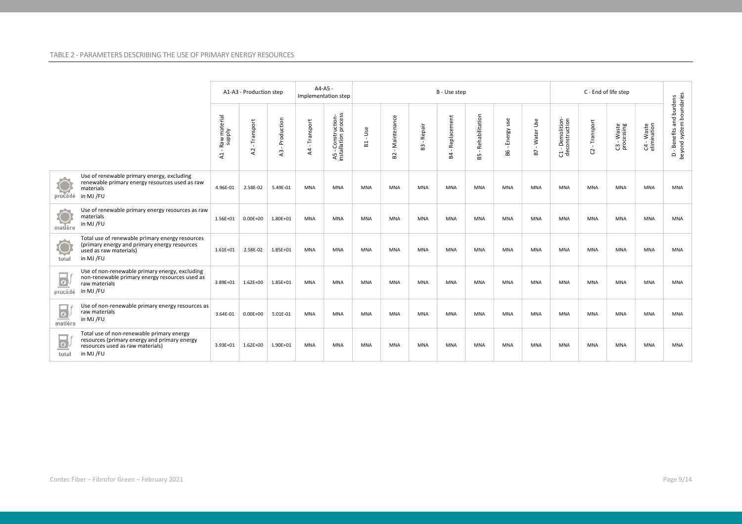TABLE 2 - PARAMETERS DESCRIBING THE USE OF PRIMARY ENERGY RESOURCES

| | | A1-A3 - Production step | | | A4-A5 - Implementation step | | B - Use step | | | | | | | C - End of life step | | | | D - Benefits and burdens beyond system boundaries |
|---|---|---|---|---|---|---|---|---|---|---|---|---|---|---|---|---|---|---|
| | | A1 - Raw material supply | A2 - Transport | A3 - Production | A4 - Transport | A5 - Construction-installation process | B1 - Use | B2 - Maintenance | B3 - Repair | B4 - Replacement | B5 - Rehabilitation | B6 - Energy use | B7 - Water Use | C1 - Demolition-deconstruction | C2 - Transport | C3 - Waste processing | C4 - Waste elimination | |
| procédé | Use of renewable primary energy, excluding renewable primary energy resources used as raw materials in MJ /FU | 4.96E-01 | 2.58E-02 | 5.49E-01 | MNA | MNA | MNA | MNA | MNA | MNA | MNA | MNA | MNA | MNA | MNA | MNA | MNA | MNA |
| matière | Use of renewable primary energy resources as raw materials in MJ /FU | 1.56E+01 | 0.00E+00 | 1.80E+01 | MNA | MNA | MNA | MNA | MNA | MNA | MNA | MNA | MNA | MNA | MNA | MNA | MNA | MNA |
| total | Total use of renewable primary energy resources (primary energy and primary energy resources used as raw materials) in MJ /FU | 1.61E+01 | 2.58E-02 | 1.85E+01 | MNA | MNA | MNA | MNA | MNA | MNA | MNA | MNA | MNA | MNA | MNA | MNA | MNA | MNA |
| procédé | Use of non-renewable primary energy, excluding non-renewable primary energy resources used as raw materials in MJ /FU | 3.89E+01 | 1.62E+00 | 1.85E+01 | MNA | MNA | MNA | MNA | MNA | MNA | MNA | MNA | MNA | MNA | MNA | MNA | MNA | MNA |
| matière | Use of non-renewable primary energy resources as raw materials in MJ /FU | 3.64E-01 | 0.00E+00 | 5.01E-01 | MNA | MNA | MNA | MNA | MNA | MNA | MNA | MNA | MNA | MNA | MNA | MNA | MNA | MNA |
| total | Total use of non-renewable primary energy resources (primary energy and primary energy resources used as raw materials) in MJ /FU | 3.93E+01 | 1.62E+00 | 1.90E+01 | MNA | MNA | MNA | MNA | MNA | MNA | MNA | MNA | MNA | MNA | MNA | MNA | MNA | MNA |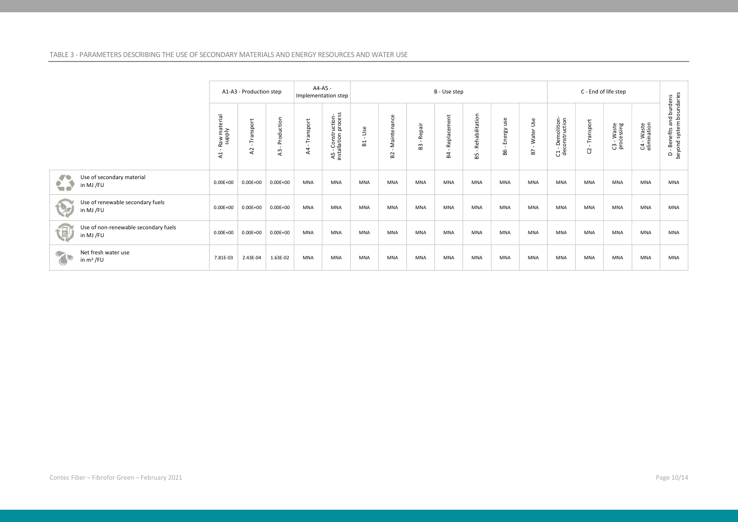TABLE 3 - PARAMETERS DESCRIBING THE USE OF SECONDARY MATERIALS AND ENERGY RESOURCES AND WATER USE

| | A1-A3 - Production step | | | A4-A5 - Implementation step | | B - Use step | | | | | | | C - End of life step | | | | |
|---|---|---|---|---|---|---|---|---|---|---|---|---|---|---|---|---|---|
| | A1 - Raw material supply | A2 - Transport | A3 - Production | A4 - Transport | A5 - Construction-installation process | B1 - Use | B2 - Maintenance | B3 - Repair | B4 - Replacement | B5 - Rehabilitation | B6 - Energy use | B7 - Water Use | C1 - Demolition-deconstruction | C2 - Transport | C3 - Waste processing | C4 - Waste elimination | D - Benefits and burdens beyond system boundaries |
| Use of secondary material in MJ /FU | 0.00E+00 | 0.00E+00 | 0.00E+00 | MNA | MNA | MNA | MNA | MNA | MNA | MNA | MNA | MNA | MNA | MNA | MNA | MNA | MNA |
| Use of renewable secondary fuels in MJ /FU | 0.00E+00 | 0.00E+00 | 0.00E+00 | MNA | MNA | MNA | MNA | MNA | MNA | MNA | MNA | MNA | MNA | MNA | MNA | MNA | MNA |
| Use of non-renewable secondary fuels in MJ /FU | 0.00E+00 | 0.00E+00 | 0.00E+00 | MNA | MNA | MNA | MNA | MNA | MNA | MNA | MNA | MNA | MNA | MNA | MNA | MNA | MNA |
| Net fresh water use in $m^3$ /FU | 7.81E-03 | 2.43E-04 | 1.63E-02 | MNA | MNA | MNA | MNA | MNA | MNA | MNA | MNA | MNA | MNA | MNA | MNA | MNA | MNA |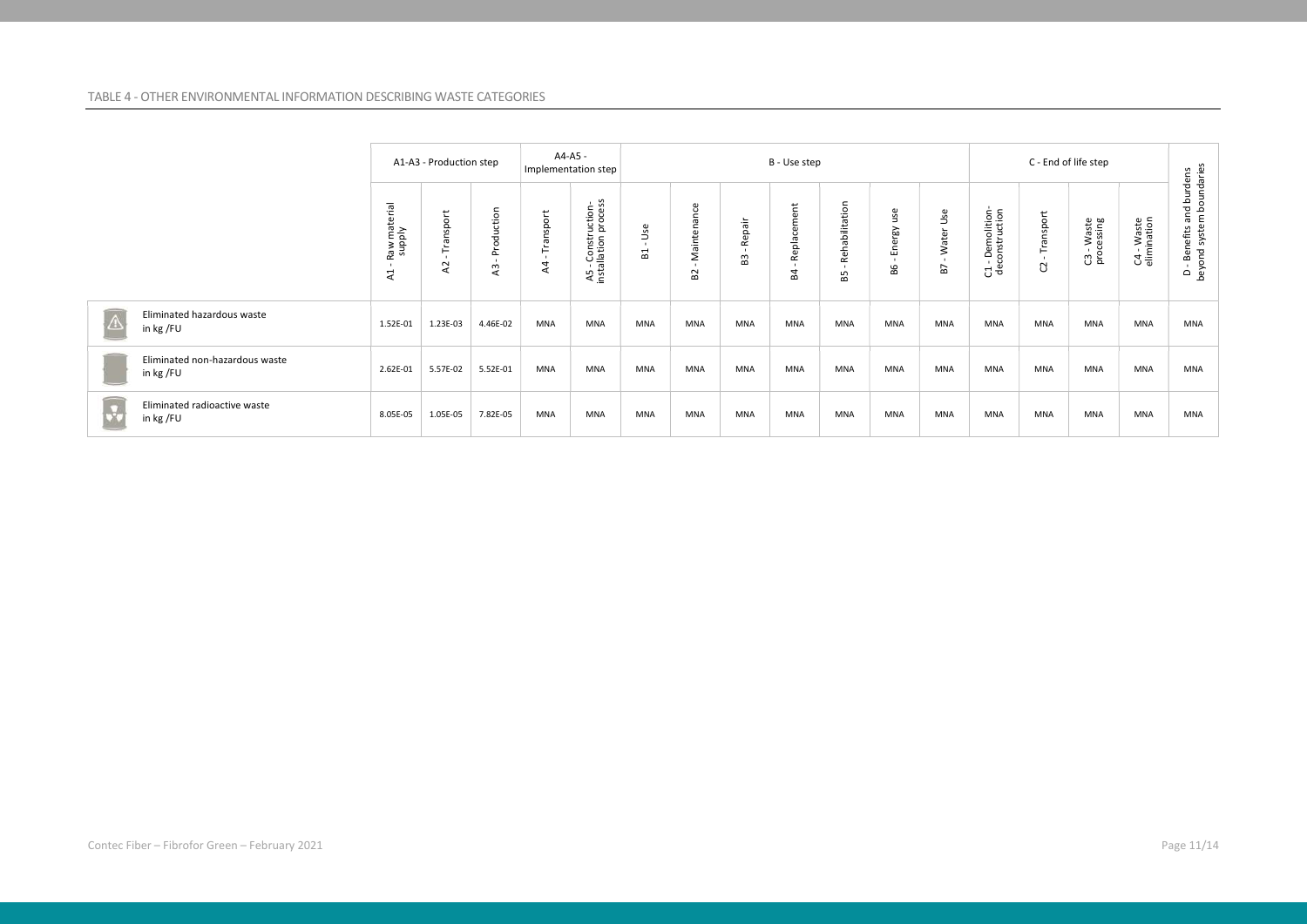TABLE 4 - OTHER ENVIRONMENTAL INFORMATION DESCRIBING WASTE CATEGORIES

| | A1-A3 - Production step | | | A4-A5 - Implementation step | | B - Use step | | | | | | | C - End of life step | | | | D - Benefits and burdens beyond system boundaries |
|---|---|---|---|---|---|---|---|---|---|---|---|---|---|---|---|---|---|
| | A1 - Raw material supply | A2 - Transport | A3 - Production | A4 - Transport | A5 - Construction-installation process | B1 - Use | B2 - Maintenance | B3 - Repair | B4 - Replacement | B5 - Rehabilitation | B6 - Energy use | B7 - Water Use | C1 - Demolition-deconstruction | C2 - Transport | C3 - Waste processing | C4 - Waste elimination | |
| Eliminated hazardous waste in kg /FU | 1.52E-01 | 1.23E-03 | 4.46E-02 | MNA | MNA | MNA | MNA | MNA | MNA | MNA | MNA | MNA | MNA | MNA | MNA | MNA | MNA |
| Eliminated non-hazardous waste in kg /FU | 2.62E-01 | 5.57E-02 | 5.52E-01 | MNA | MNA | MNA | MNA | MNA | MNA | MNA | MNA | MNA | MNA | MNA | MNA | MNA | MNA |
| Eliminated radioactive waste in kg /FU | 8.05E-05 | 1.05E-05 | 7.82E-05 | MNA | MNA | MNA | MNA | MNA | MNA | MNA | MNA | MNA | MNA | MNA | MNA | MNA | MNA |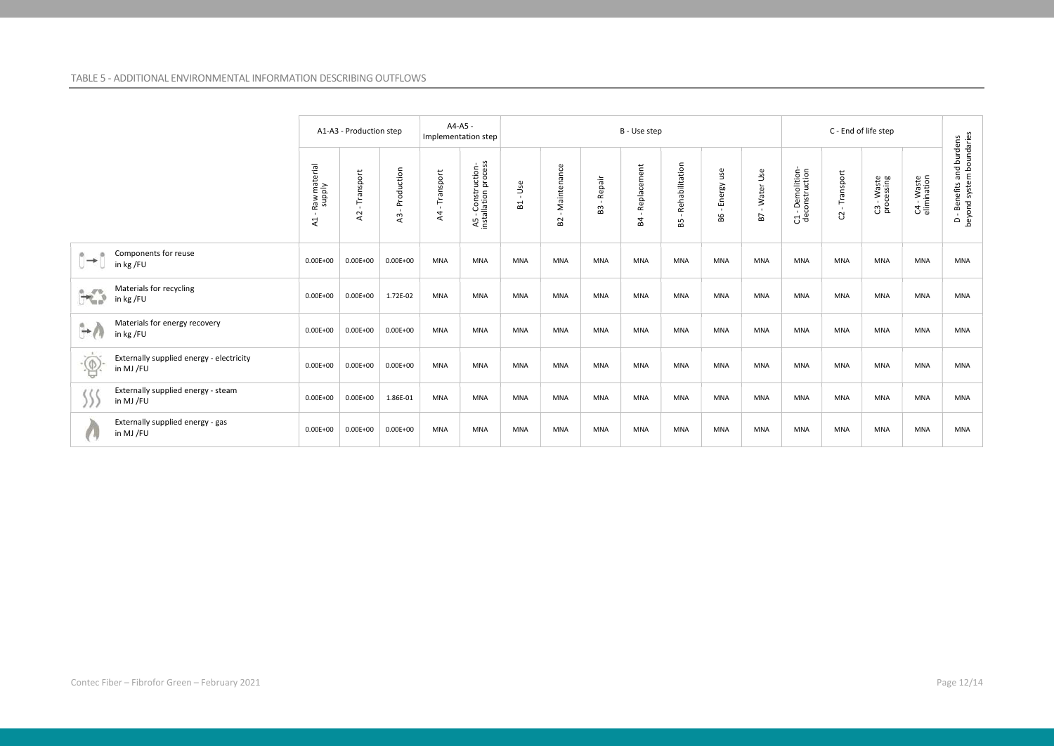TABLE 5 - ADDITIONAL ENVIRONMENTAL INFORMATION DESCRIBING OUTFLOWS

| | A1-A3 - Production step | | | A4-A5 - Implementation step | | B - Use step | | | | | | | C - End of life step | | | | |
|---|---|---|---|---|---|---|---|---|---|---|---|---|---|---|---|---|---|
| | A1 - Raw material supply | A2 - Transport | A3 - Production | A4 - Transport | A5 - Construction-installation process | B1 - Use | B2 - Maintenance | B3 - Repair | B4 - Replacement | B5 - Rehabilitation | B6 - Energy use | B7 - Water Use | C1 - Demolition-deconstruction | C2 - Transport | C3 - Waste processing | C4 - Waste elimination | D - Benefits and burdens beyond system boundaries |
| Components for reuse in kg /FU | 0.00E+00 | 0.00E+00 | 0.00E+00 | MNA | MNA | MNA | MNA | MNA | MNA | MNA | MNA | MNA | MNA | MNA | MNA | MNA | MNA |
| Materials for recycling in kg /FU | 0.00E+00 | 0.00E+00 | 1.72E-02 | MNA | MNA | MNA | MNA | MNA | MNA | MNA | MNA | MNA | MNA | MNA | MNA | MNA | MNA |
| Materials for energy recovery in kg /FU | 0.00E+00 | 0.00E+00 | 0.00E+00 | MNA | MNA | MNA | MNA | MNA | MNA | MNA | MNA | MNA | MNA | MNA | MNA | MNA | MNA |
| Externally supplied energy - electricity in MJ /FU | 0.00E+00 | 0.00E+00 | 0.00E+00 | MNA | MNA | MNA | MNA | MNA | MNA | MNA | MNA | MNA | MNA | MNA | MNA | MNA | MNA |
| Externally supplied energy - steam in MJ /FU | 0.00E+00 | 0.00E+00 | 1.86E-01 | MNA | MNA | MNA | MNA | MNA | MNA | MNA | MNA | MNA | MNA | MNA | MNA | MNA | MNA |
| Externally supplied energy - gas in MJ /FU | 0.00E+00 | 0.00E+00 | 0.00E+00 | MNA | MNA | MNA | MNA | MNA | MNA | MNA | MNA | MNA | MNA | MNA | MNA | MNA | MNA |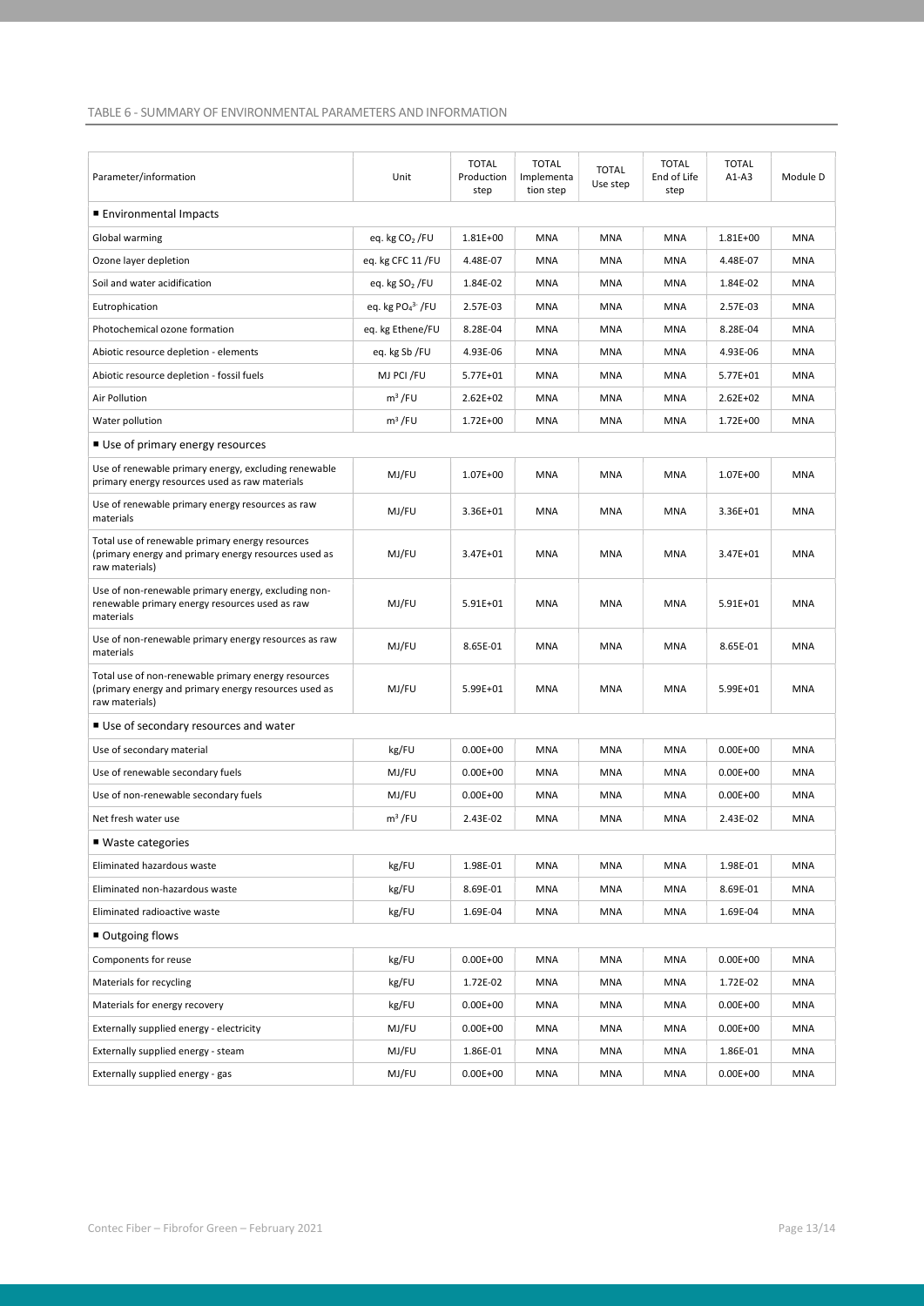TABLE 6 - SUMMARY OF ENVIRONMENTAL PARAMETERS AND INFORMATION

| Parameter/information | Unit | TOTAL Production step | TOTAL Implementation step | TOTAL Use step | TOTAL End of Life step | TOTAL A1-A3 | Module D |
|---|---|---|---|---|---|---|---|
| ■ Environmental Impacts | | | | | | | |
| Global warming | eq. kg $CO_2$ /FU | 1.81E+00 | MNA | MNA | MNA | 1.81E+00 | MNA |
| Ozone layer depletion | eq. kg CFC 11 /FU | 4.48E-07 | MNA | MNA | MNA | 4.48E-07 | MNA |
| Soil and water acidification | eq. kg $SO_2$ /FU | 1.84E-02 | MNA | MNA | MNA | 1.84E-02 | MNA |
| Eutrophication | eq. kg $PO_4^{3-}$ /FU | 2.57E-03 | MNA | MNA | MNA | 2.57E-03 | MNA |
| Photochemical ozone formation | eq. kg Ethene/FU | 8.28E-04 | MNA | MNA | MNA | 8.28E-04 | MNA |
| Abiotic resource depletion - elements | eq. kg Sb /FU | 4.93E-06 | MNA | MNA | MNA | 4.93E-06 | MNA |
| Abiotic resource depletion - fossil fuels | MJ PCI /FU | 5.77E+01 | MNA | MNA | MNA | 5.77E+01 | MNA |
| Air Pollution | $m^3$ /FU | 2.62E+02 | MNA | MNA | MNA | 2.62E+02 | MNA |
| Water pollution | $m^3$ /FU | 1.72E+00 | MNA | MNA | MNA | 1.72E+00 | MNA |
| ■ Use of primary energy resources | | | | | | | |
| Use of renewable primary energy, excluding renewable primary energy resources used as raw materials | MJ/FU | 1.07E+00 | MNA | MNA | MNA | 1.07E+00 | MNA |
| Use of renewable primary energy resources as raw materials | MJ/FU | 3.36E+01 | MNA | MNA | MNA | 3.36E+01 | MNA |
| Total use of renewable primary energy resources (primary energy and primary energy resources used as raw materials) | MJ/FU | 3.47E+01 | MNA | MNA | MNA | 3.47E+01 | MNA |
| Use of non-renewable primary energy, excluding non-renewable primary energy resources used as raw materials | MJ/FU | 5.91E+01 | MNA | MNA | MNA | 5.91E+01 | MNA |
| Use of non-renewable primary energy resources as raw materials | MJ/FU | 8.65E-01 | MNA | MNA | MNA | 8.65E-01 | MNA |
| Total use of non-renewable primary energy resources (primary energy and primary energy resources used as raw materials) | MJ/FU | 5.99E+01 | MNA | MNA | MNA | 5.99E+01 | MNA |
| ■ Use of secondary resources and water | | | | | | | |
| Use of secondary material | kg/FU | 0.00E+00 | MNA | MNA | MNA | 0.00E+00 | MNA |
| Use of renewable secondary fuels | MJ/FU | 0.00E+00 | MNA | MNA | MNA | 0.00E+00 | MNA |
| Use of non-renewable secondary fuels | MJ/FU | 0.00E+00 | MNA | MNA | MNA | 0.00E+00 | MNA |
| Net fresh water use | $m^3$ /FU | 2.43E-02 | MNA | MNA | MNA | 2.43E-02 | MNA |
| ■ Waste categories | | | | | | | |
| Eliminated hazardous waste | kg/FU | 1.98E-01 | MNA | MNA | MNA | 1.98E-01 | MNA |
| Eliminated non-hazardous waste | kg/FU | 8.69E-01 | MNA | MNA | MNA | 8.69E-01 | MNA |
| Eliminated radioactive waste | kg/FU | 1.69E-04 | MNA | MNA | MNA | 1.69E-04 | MNA |
| ■ Outgoing flows | | | | | | | |
| Components for reuse | kg/FU | 0.00E+00 | MNA | MNA | MNA | 0.00E+00 | MNA |
| Materials for recycling | kg/FU | 1.72E-02 | MNA | MNA | MNA | 1.72E-02 | MNA |
| Materials for energy recovery | kg/FU | 0.00E+00 | MNA | MNA | MNA | 0.00E+00 | MNA |
| Externally supplied energy - electricity | MJ/FU | 0.00E+00 | MNA | MNA | MNA | 0.00E+00 | MNA |
| Externally supplied energy - steam | MJ/FU | 1.86E-01 | MNA | MNA | MNA | 1.86E-01 | MNA |
| Externally supplied energy - gas | MJ/FU | 0.00E+00 | MNA | MNA | MNA | 0.00E+00 | MNA |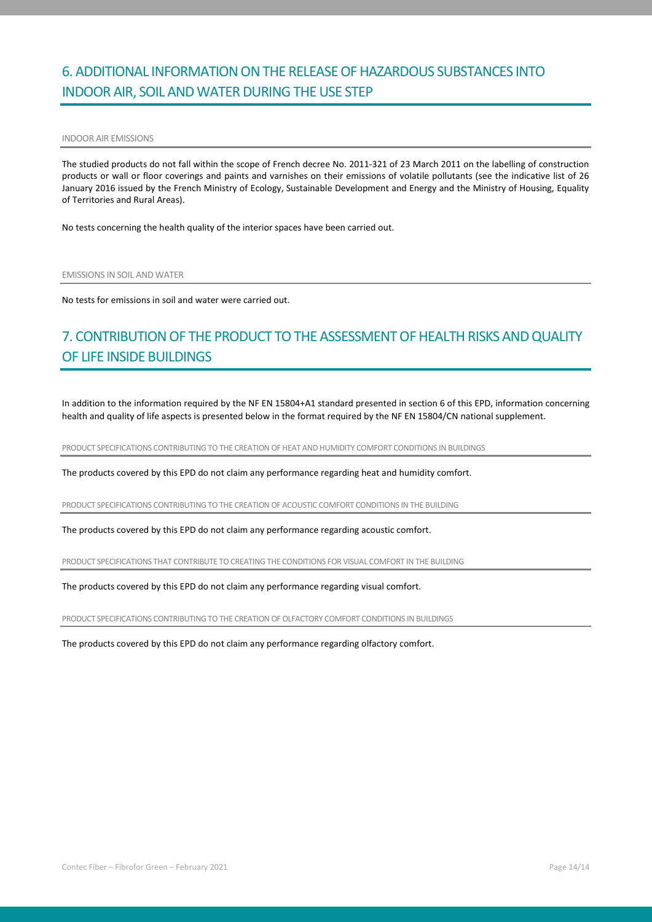## 6. ADDITIONAL INFORMATION ON THE RELEASE OF HAZARDOUS SUBSTANCES INTO INDOOR AIR, SOIL AND WATER DURING THE USE STEP

#### INDOOR AIR EMISSIONS

The studied products do not fall within the scope of French decree No. 2011-321 of 23 March 2011 on the labelling of construction products or wall or floor coverings and paints and varnishes on their emissions of volatile pollutants (see the indicative list of 26 January 2016 issued by the French Ministry of Ecology, Sustainable Development and Energy and the Ministry of Housing, Equality of Territories and Rural Areas).

No tests concerning the health quality of the interior spaces have been carried out.

#### EMISSIONS IN SOIL AND WATER

No tests for emissions in soil and water were carried out.

## 7. CONTRIBUTION OF THE PRODUCT TO THE ASSESSMENT OF HEALTH RISKS AND QUALITY OF LIFE INSIDE BUILDINGS

In addition to the information required by the NF EN 15804+A1 standard presented in section 6 of this EPD, information concerning health and quality of life aspects is presented below in the format required by the NF EN 15804/CN national supplement.

#### PRODUCT SPECIFICATIONS CONTRIBUTING TO THE CREATION OF HEAT AND HUMIDITY COMFORT CONDITIONS IN BUILDINGS

The products covered by this EPD do not claim any performance regarding heat and humidity comfort.

#### PRODUCT SPECIFICATIONS CONTRIBUTING TO THE CREATION OF ACOUSTIC COMFORT CONDITIONS IN THE BUILDING

The products covered by this EPD do not claim any performance regarding acoustic comfort.

#### PRODUCT SPECIFICATIONS THAT CONTRIBUTE TO CREATING THE CONDITIONS FOR VISUAL COMFORT IN THE BUILDING

The products covered by this EPD do not claim any performance regarding visual comfort.

#### PRODUCT SPECIFICATIONS CONTRIBUTING TO THE CREATION OF OLFACTORY COMFORT CONDITIONS IN BUILDINGS

The products covered by this EPD do not claim any performance regarding olfactory comfort.